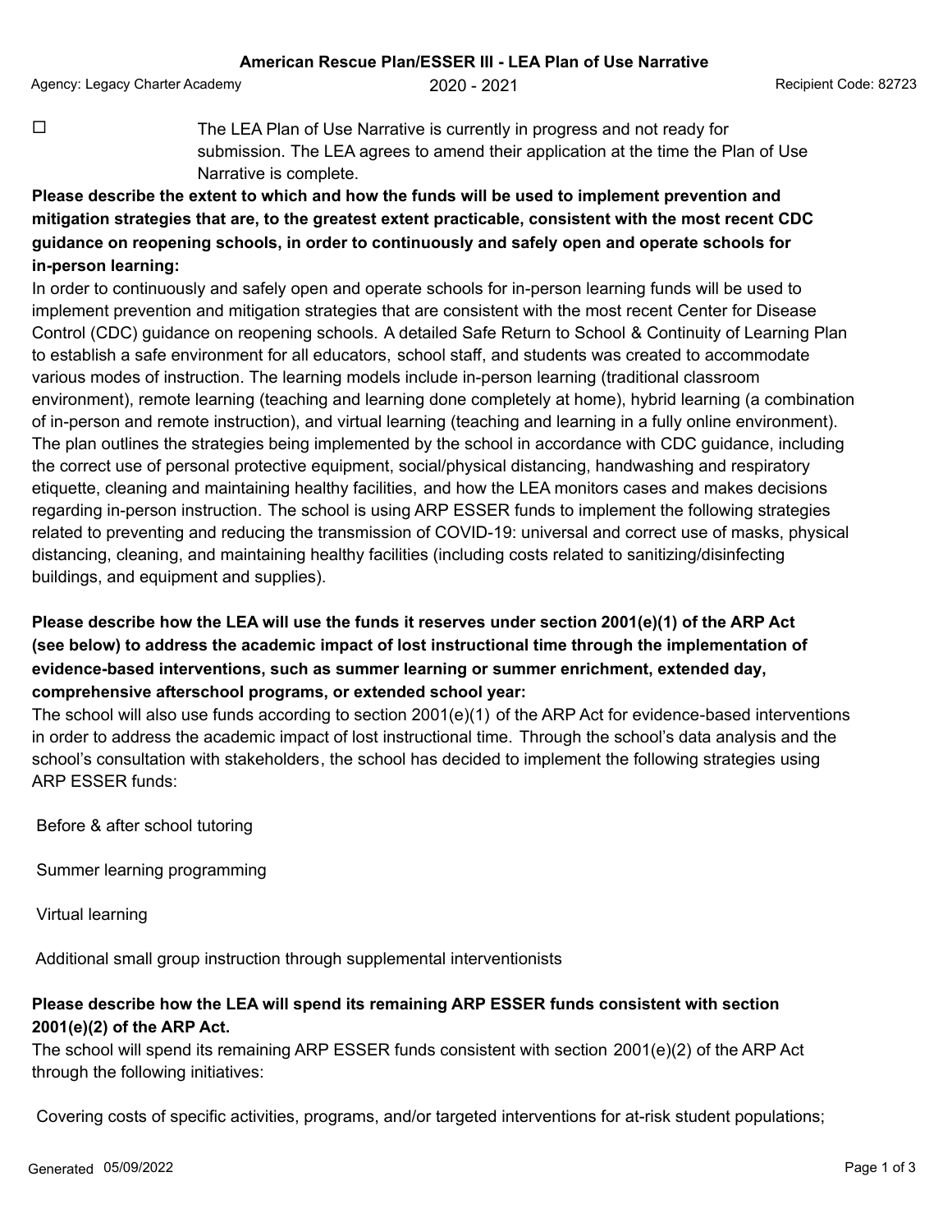# American Rescue Plan/ESSER III - LEA Plan of Use Narrative

Agency: Legacy Charter Academy | 2020 - 2021 | Recipient Code: 82723

☐ The LEA Plan of Use Narrative is currently in progress and not ready for submission. The LEA agrees to amend their application at the time the Plan of Use Narrative is complete.

**Please describe the extent to which and how the funds will be used to implement prevention and mitigation strategies that are, to the greatest extent practicable, consistent with the most recent CDC guidance on reopening schools, in order to continuously and safely open and operate schools for in-person learning:**

In order to continuously and safely open and operate schools for in-person learning funds will be used to implement prevention and mitigation strategies that are consistent with the most recent Center for Disease Control (CDC) guidance on reopening schools. A detailed Safe Return to School & Continuity of Learning Plan to establish a safe environment for all educators, school staff, and students was created to accommodate various modes of instruction. The learning models include in-person learning (traditional classroom environment), remote learning (teaching and learning done completely at home), hybrid learning (a combination of in-person and remote instruction), and virtual learning (teaching and learning in a fully online environment). The plan outlines the strategies being implemented by the school in accordance with CDC guidance, including the correct use of personal protective equipment, social/physical distancing, handwashing and respiratory etiquette, cleaning and maintaining healthy facilities, and how the LEA monitors cases and makes decisions regarding in-person instruction. The school is using ARP ESSER funds to implement the following strategies related to preventing and reducing the transmission of COVID-19: universal and correct use of masks, physical distancing, cleaning, and maintaining healthy facilities (including costs related to sanitizing/disinfecting buildings, and equipment and supplies).

**Please describe how the LEA will use the funds it reserves under section 2001(e)(1) of the ARP Act (see below) to address the academic impact of lost instructional time through the implementation of evidence-based interventions, such as summer learning or summer enrichment, extended day, comprehensive afterschool programs, or extended school year:**

The school will also use funds according to section 2001(e)(1) of the ARP Act for evidence-based interventions in order to address the academic impact of lost instructional time. Through the school's data analysis and the school's consultation with stakeholders, the school has decided to implement the following strategies using ARP ESSER funds:

Before & after school tutoring

Summer learning programming

Virtual learning

Additional small group instruction through supplemental interventionists

**Please describe how the LEA will spend its remaining ARP ESSER funds consistent with section 2001(e)(2) of the ARP Act.**

The school will spend its remaining ARP ESSER funds consistent with section 2001(e)(2) of the ARP Act through the following initiatives:

Covering costs of specific activities, programs, and/or targeted interventions for at-risk student populations;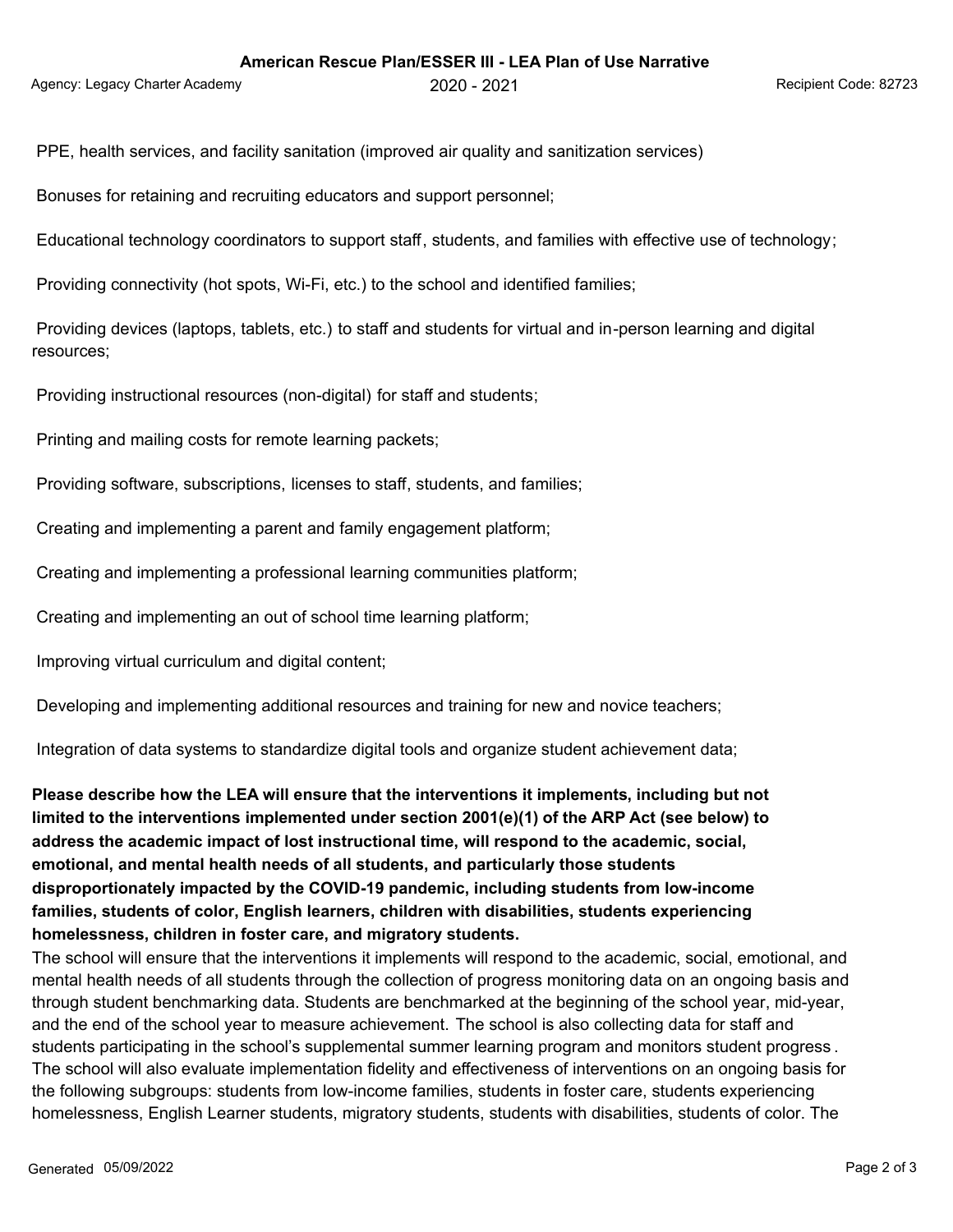PPE, health services, and facility sanitation (improved air quality and sanitization services)

Bonuses for retaining and recruiting educators and support personnel;

Educational technology coordinators to support staff, students, and families with effective use of technology;

Providing connectivity (hot spots, Wi-Fi, etc.) to the school and identified families;

Providing devices (laptops, tablets, etc.) to staff and students for virtual and in-person learning and digital resources;

Providing instructional resources (non-digital) for staff and students;

Printing and mailing costs for remote learning packets;

Providing software, subscriptions, licenses to staff, students, and families;

Creating and implementing a parent and family engagement platform;

Creating and implementing a professional learning communities platform;

Creating and implementing an out of school time learning platform;

Improving virtual curriculum and digital content;

Developing and implementing additional resources and training for new and novice teachers;

Integration of data systems to standardize digital tools and organize student achievement data;

**Please describe how the LEA will ensure that the interventions it implements, including but not limited to the interventions implemented under section 2001(e)(1) of the ARP Act (see below) to address the academic impact of lost instructional time, will respond to the academic, social, emotional, and mental health needs of all students, and particularly those students disproportionately impacted by the COVID-19 pandemic, including students from low-income families, students of color, English learners, children with disabilities, students experiencing homelessness, children in foster care, and migratory students.**

The school will ensure that the interventions it implements will respond to the academic, social, emotional, and mental health needs of all students through the collection of progress monitoring data on an ongoing basis and through student benchmarking data. Students are benchmarked at the beginning of the school year, mid-year, and the end of the school year to measure achievement. The school is also collecting data for staff and students participating in the school's supplemental summer learning program and monitors student progress. The school will also evaluate implementation fidelity and effectiveness of interventions on an ongoing basis for the following subgroups: students from low-income families, students in foster care, students experiencing homelessness, English Learner students, migratory students, students with disabilities, students of color. The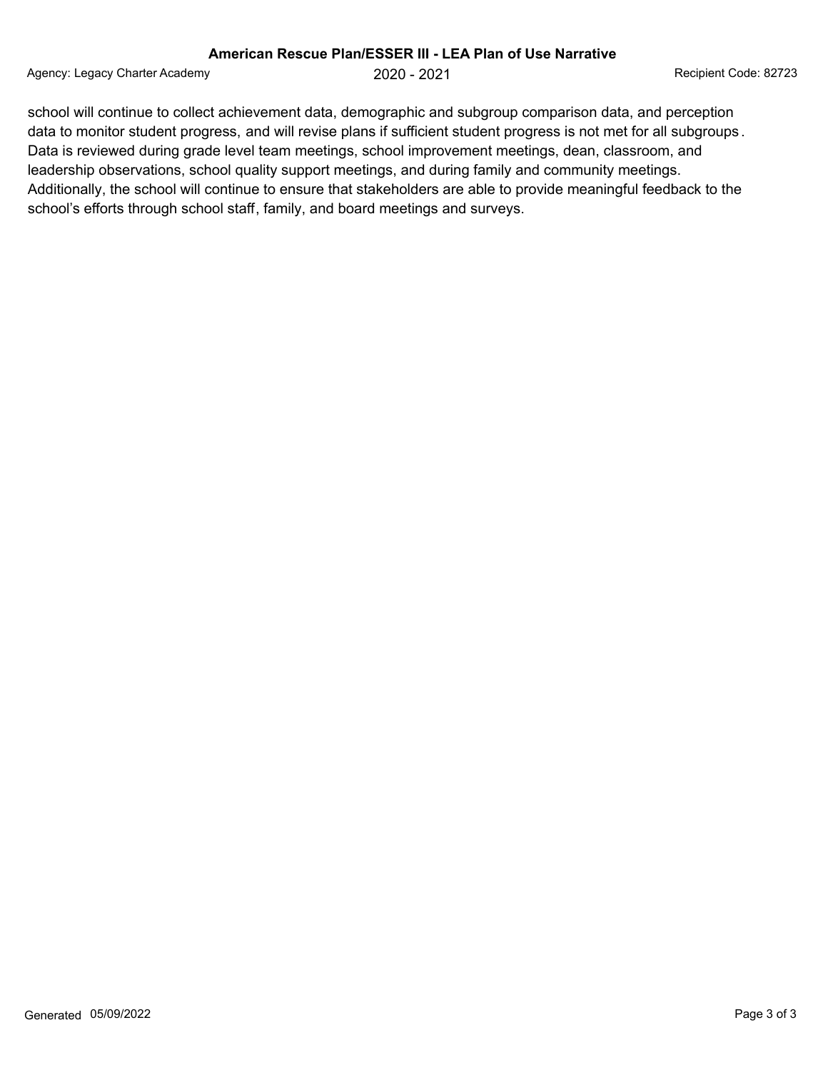school will continue to collect achievement data, demographic and subgroup comparison data, and perception data to monitor student progress, and will revise plans if sufficient student progress is not met for all subgroups. Data is reviewed during grade level team meetings, school improvement meetings, dean, classroom, and leadership observations, school quality support meetings, and during family and community meetings. Additionally, the school will continue to ensure that stakeholders are able to provide meaningful feedback to the school's efforts through school staff, family, and board meetings and surveys.